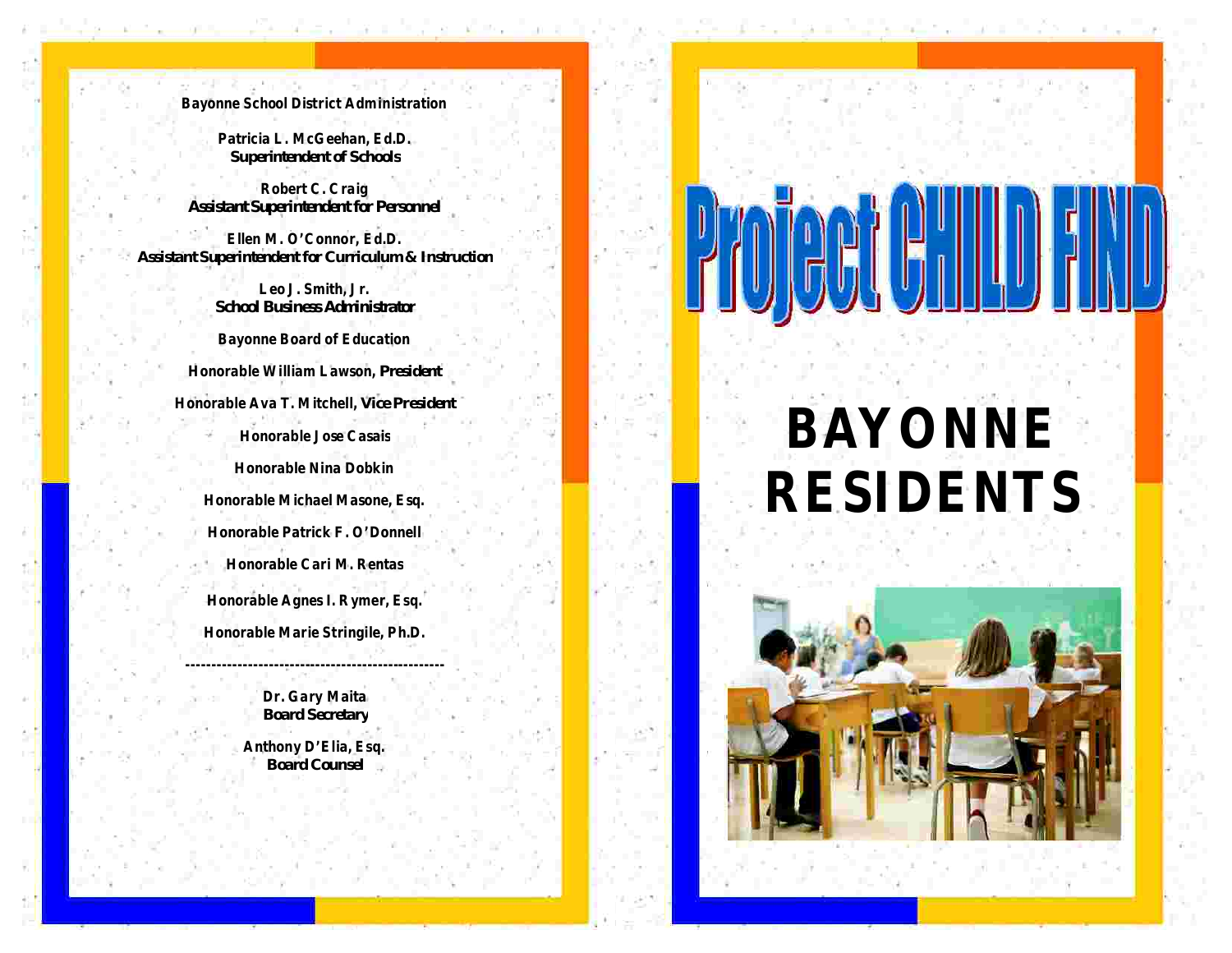**Bayonne School District Administration**

**Patricia L. McGeehan, Ed.D.**
**Superintendent of Schools**

**Robert C. Craig**
**Assistant Superintendent for Personnel**

**Ellen M. O'Connor, Ed.D.**
**Assistant Superintendent for Curriculum & Instruction**

**Leo J. Smith, Jr.**
**School Business Administrator**

**Bayonne Board of Education**

**Honorable William Lawson, President**

**Honorable Ava T. Mitchell, Vice President**

**Honorable Jose Casais**

**Honorable Nina Dobkin**

**Honorable Michael Masone, Esq.**

**Honorable Patrick F. O'Donnell**

**Honorable Cari M. Rentas**

**Honorable Agnes I. Rymer, Esq.**

**Honorable Marie Stringile, Ph.D.**

---

**Dr. Gary Maita**
**Board Secretary**

**Anthony D'Elia, Esq.**
**Board Counsel**

# Project CHILD FIND

# BAYONNE RESIDENTS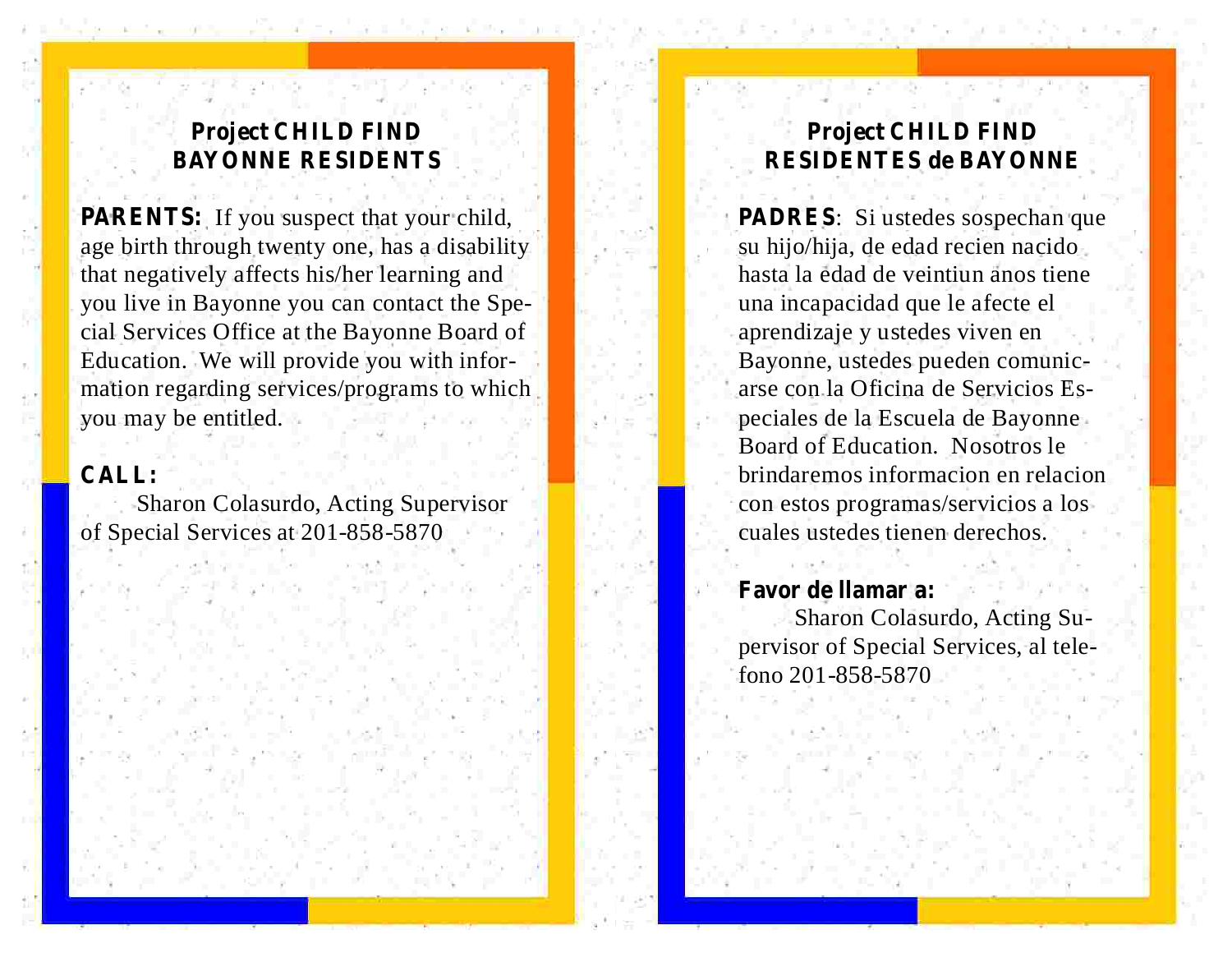## Project CHILD FIND
## BAYONNE RESIDENTS

**PARENTS:** If you suspect that your child, age birth through twenty one, has a disability that negatively affects his/her learning and you live in Bayonne you can contact the Special Services Office at the Bayonne Board of Education. We will provide you with information regarding services/programs to which you may be entitled.

**CALL:**

Sharon Colasurdo, Acting Supervisor of Special Services at 201-858-5870

## Project CHILD FIND
## RESIDENTES de BAYONNE

**PADRES**: Si ustedes sospechan que su hijo/hija, de edad recien nacido hasta la edad de veintiun anos tiene una incapacidad que le afecte el aprendizaje y ustedes viven en Bayonne, ustedes pueden comunicarse con la Oficina de Servicios Especiales de la Escuela de Bayonne Board of Education. Nosotros le brindaremos informacion en relacion con estos programas/servicios a los cuales ustedes tienen derechos.

**Favor de llamar a:**

Sharon Colasurdo, Acting Supervisor of Special Services, al telefono 201-858-5870